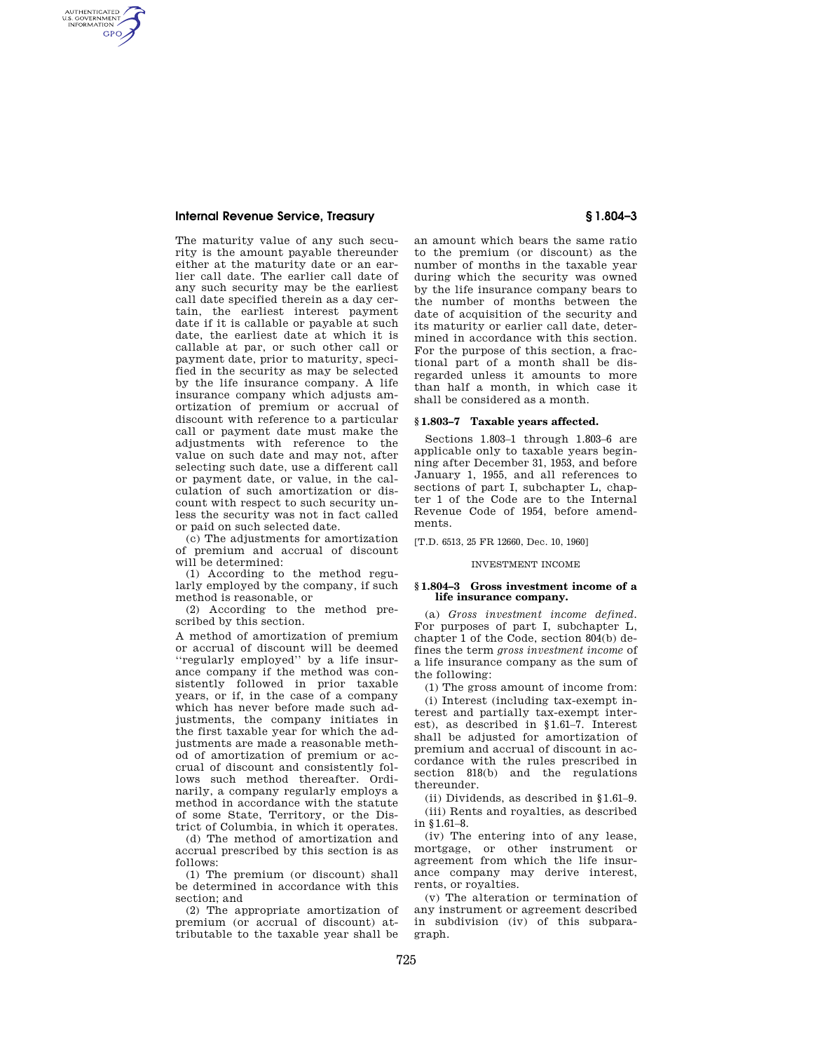The maturity value of any such security is the amount payable thereunder either at the maturity date or an earlier call date. The earlier call date of any such security may be the earliest call date specified therein as a day certain, the earliest interest payment date if it is callable or payable at such date, the earliest date at which it is callable at par, or such other call or payment date, prior to maturity, specified in the security as may be selected by the life insurance company. A life insurance company which adjusts amortization of premium or accrual of discount with reference to a particular call or payment date must make the adjustments with reference to the value on such date and may not, after selecting such date, use a different call or payment date, or value, in the calculation of such amortization or discount with respect to such security unless the security was not in fact called or paid on such selected date.

(c) The adjustments for amortization of premium and accrual of discount will be determined:

(1) According to the method regularly employed by the company, if such method is reasonable, or

(2) According to the method prescribed by this section.

A method of amortization of premium or accrual of discount will be deemed "regularly employed" by a life insurance company if the method was consistently followed in prior taxable years, or if, in the case of a company which has never before made such adjustments, the company initiates in the first taxable year for which the adjustments are made a reasonable method of amortization of premium or accrual of discount and consistently follows such method thereafter. Ordinarily, a company regularly employs a method in accordance with the statute of some State, Territory, or the District of Columbia, in which it operates.

(d) The method of amortization and accrual prescribed by this section is as follows:

(1) The premium (or discount) shall be determined in accordance with this section; and

(2) The appropriate amortization of premium (or accrual of discount) attributable to the taxable year shall be an amount which bears the same ratio to the premium (or discount) as the number of months in the taxable year during which the security was owned by the life insurance company bears to the number of months between the date of acquisition of the security and its maturity or earlier call date, determined in accordance with this section. For the purpose of this section, a fractional part of a month shall be disregarded unless it amounts to more than half a month, in which case it shall be considered as a month.

### § 1.803–7 Taxable years affected.

Sections 1.803–1 through 1.803–6 are applicable only to taxable years beginning after December 31, 1953, and before January 1, 1955, and all references to sections of part I, subchapter L, chapter 1 of the Code are to the Internal Revenue Code of 1954, before amendments.

[T.D. 6513, 25 FR 12660, Dec. 10, 1960]

## INVESTMENT INCOME

### § 1.804–3 Gross investment income of a life insurance company.

(a) *Gross investment income defined.* For purposes of part I, subchapter L, chapter 1 of the Code, section 804(b) defines the term *gross investment income* of a life insurance company as the sum of the following:

(1) The gross amount of income from:

(i) Interest (including tax-exempt interest and partially tax-exempt interest), as described in §1.61–7. Interest shall be adjusted for amortization of premium and accrual of discount in accordance with the rules prescribed in section 818(b) and the regulations thereunder.

(ii) Dividends, as described in §1.61–9.

(iii) Rents and royalties, as described in §1.61–8.

(iv) The entering into of any lease, mortgage, or other instrument or agreement from which the life insurance company may derive interest, rents, or royalties.

(v) The alteration or termination of any instrument or agreement described in subdivision (iv) of this subparagraph.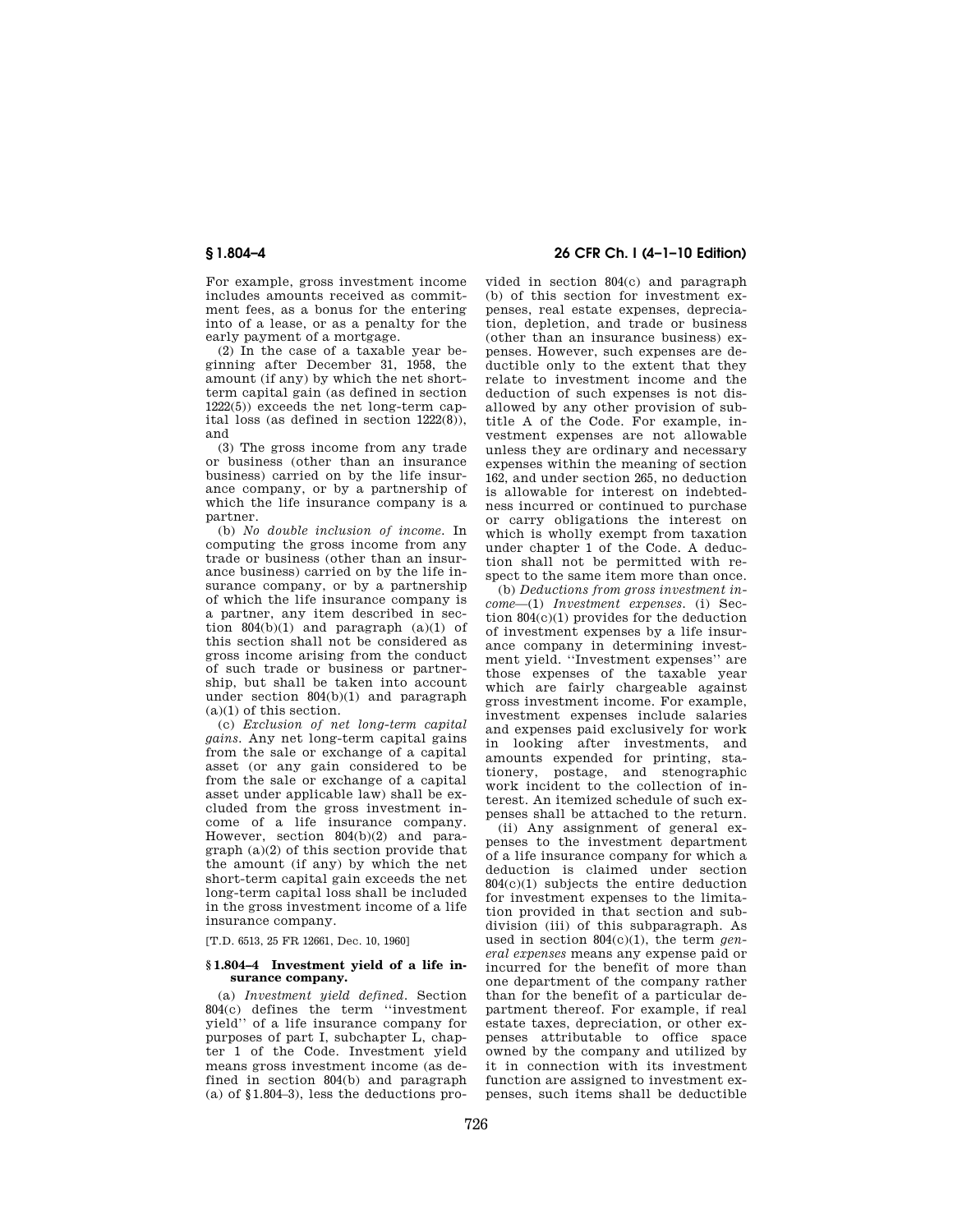For example, gross investment income includes amounts received as commitment fees, as a bonus for the entering into of a lease, or as a penalty for the early payment of a mortgage.

(2) In the case of a taxable year beginning after December 31, 1958, the amount (if any) by which the net short-term capital gain (as defined in section 1222(5)) exceeds the net long-term capital loss (as defined in section 1222(8)), and

(3) The gross income from any trade or business (other than an insurance business) carried on by the life insurance company, or by a partnership of which the life insurance company is a partner.

(b) *No double inclusion of income.* In computing the gross income from any trade or business (other than an insurance business) carried on by the life insurance company, or by a partnership of which the life insurance company is a partner, any item described in section 804(b)(1) and paragraph (a)(1) of this section shall not be considered as gross income arising from the conduct of such trade or business or partnership, but shall be taken into account under section 804(b)(1) and paragraph (a)(1) of this section.

(c) *Exclusion of net long-term capital gains.* Any net long-term capital gains from the sale or exchange of a capital asset (or any gain considered to be from the sale or exchange of a capital asset under applicable law) shall be excluded from the gross investment income of a life insurance company. However, section 804(b)(2) and paragraph (a)(2) of this section provide that the amount (if any) by which the net short-term capital gain exceeds the net long-term capital loss shall be included in the gross investment income of a life insurance company.

[T.D. 6513, 25 FR 12661, Dec. 10, 1960]

### § 1.804–4 Investment yield of a life insurance company.

(a) *Investment yield defined.* Section 804(c) defines the term ''investment yield'' of a life insurance company for purposes of part I, subchapter L, chapter 1 of the Code. Investment yield means gross investment income (as defined in section 804(b) and paragraph (a) of § 1.804–3), less the deductions provided in section 804(c) and paragraph (b) of this section for investment expenses, real estate expenses, depreciation, depletion, and trade or business (other than an insurance business) expenses. However, such expenses are deductible only to the extent that they relate to investment income and the deduction of such expenses is not disallowed by any other provision of subtitle A of the Code. For example, investment expenses are not allowable unless they are ordinary and necessary expenses within the meaning of section 162, and under section 265, no deduction is allowable for interest on indebtedness incurred or continued to purchase or carry obligations the interest on which is wholly exempt from taxation under chapter 1 of the Code. A deduction shall not be permitted with respect to the same item more than once.

(b) *Deductions from gross investment income*—(1) *Investment expenses.* (i) Section 804(c)(1) provides for the deduction of investment expenses by a life insurance company in determining investment yield. ''Investment expenses'' are those expenses of the taxable year which are fairly chargeable against gross investment income. For example, investment expenses include salaries and expenses paid exclusively for work in looking after investments, and amounts expended for printing, stationery, postage, and stenographic work incident to the collection of interest. An itemized schedule of such expenses shall be attached to the return.

(ii) Any assignment of general expenses to the investment department of a life insurance company for which a deduction is claimed under section 804(c)(1) subjects the entire deduction for investment expenses to the limitation provided in that section and subdivision (iii) of this subparagraph. As used in section 804(c)(1), the term *general expenses* means any expense paid or incurred for the benefit of more than one department of the company rather than for the benefit of a particular department thereof. For example, if real estate taxes, depreciation, or other expenses attributable to office space owned by the company and utilized by it in connection with its investment function are assigned to investment expenses, such items shall be deductible